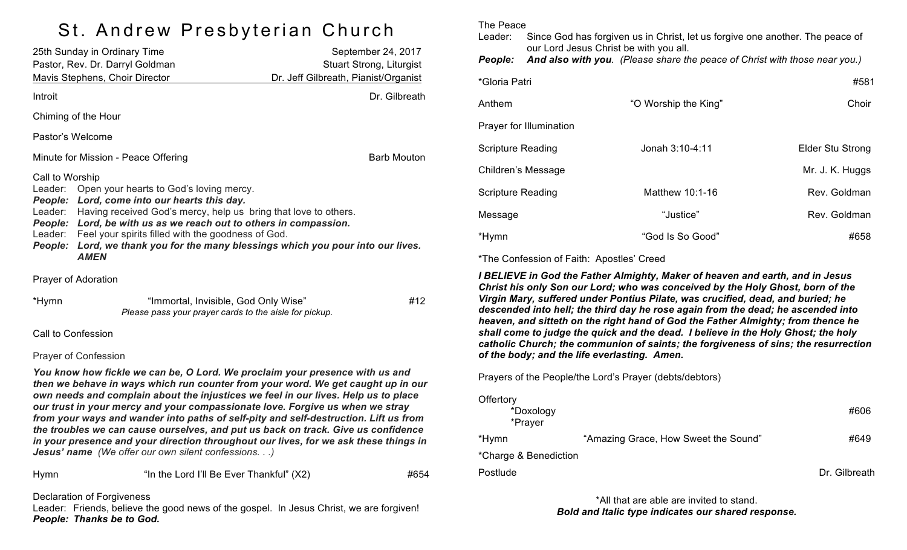# St. Andrew Presbyterian Church

25th Sunday in Ordinary Time — September 24, 2017
Pastor, Rev. Dr. Darryl Goldman — Stuart Strong, Liturgist
Mavis Stephens, Choir Director — Dr. Jeff Gilbreath, Pianist/Organist

Introit — Dr. Gilbreath

Chiming of the Hour

Pastor's Welcome

Minute for Mission - Peace Offering — Barb Mouton

Call to Worship
Leader: Open your hearts to God's loving mercy.
***People: Lord, come into our hearts this day.***
Leader: Having received God's mercy, help us bring that love to others.
***People: Lord, be with us as we reach out to others in compassion.***
Leader: Feel your spirits filled with the goodness of God.
***People: Lord, we thank you for the many blessings which you pour into our lives. AMEN***

Prayer of Adoration

*Hymn — "Immortal, Invisible, God Only Wise" — #12
*Please pass your prayer cards to the aisle for pickup.*

Call to Confession

Prayer of Confession

***You know how fickle we can be, O Lord. We proclaim your presence with us and then we behave in ways which run counter from your word. We get caught up in our own needs and complain about the injustices we feel in our lives. Help us to place our trust in your mercy and your compassionate love. Forgive us when we stray from your ways and wander into paths of self-pity and self-destruction. Lift us from the troubles we can cause ourselves, and put us back on track. Give us confidence in your presence and your direction throughout our lives, for we ask these things in Jesus' name*** *(We offer our own silent confessions. . .)*

Hymn — "In the Lord I'll Be Ever Thankful" (X2) — #654

Declaration of Forgiveness
Leader: Friends, believe the good news of the gospel. In Jesus Christ, we are forgiven!
***People: Thanks be to God.***

The Peace
Leader: Since God has forgiven us in Christ, let us forgive one another. The peace of our Lord Jesus Christ be with you all.
***People: And also with you**. (Please share the peace of Christ with those near you.)*

*Gloria Patri — #581

Anthem — "O Worship the King" — Choir

Prayer for Illumination

Scripture Reading — Jonah 3:10-4:11 — Elder Stu Strong

Children's Message — Mr. J. K. Huggs

Scripture Reading — Matthew 10:1-16 — Rev. Goldman

Message — "Justice" — Rev. Goldman

*Hymn — "God Is So Good" — #658

*The Confession of Faith: Apostles' Creed

***I BELIEVE in God the Father Almighty, Maker of heaven and earth, and in Jesus Christ his only Son our Lord; who was conceived by the Holy Ghost, born of the Virgin Mary, suffered under Pontius Pilate, was crucified, dead, and buried; he descended into hell; the third day he rose again from the dead; he ascended into heaven, and sitteth on the right hand of God the Father Almighty; from thence he shall come to judge the quick and the dead. I believe in the Holy Ghost; the holy catholic Church; the communion of saints; the forgiveness of sins; the resurrection of the body; and the life everlasting. Amen.***

Prayers of the People/the Lord's Prayer (debts/debtors)

Offertory
*Doxology — #606
*Prayer

*Hymn — "Amazing Grace, How Sweet the Sound" — #649

*Charge & Benediction

Postlude — Dr. Gilbreath

*All that are able are invited to stand.
***Bold and Italic type indicates our shared response.***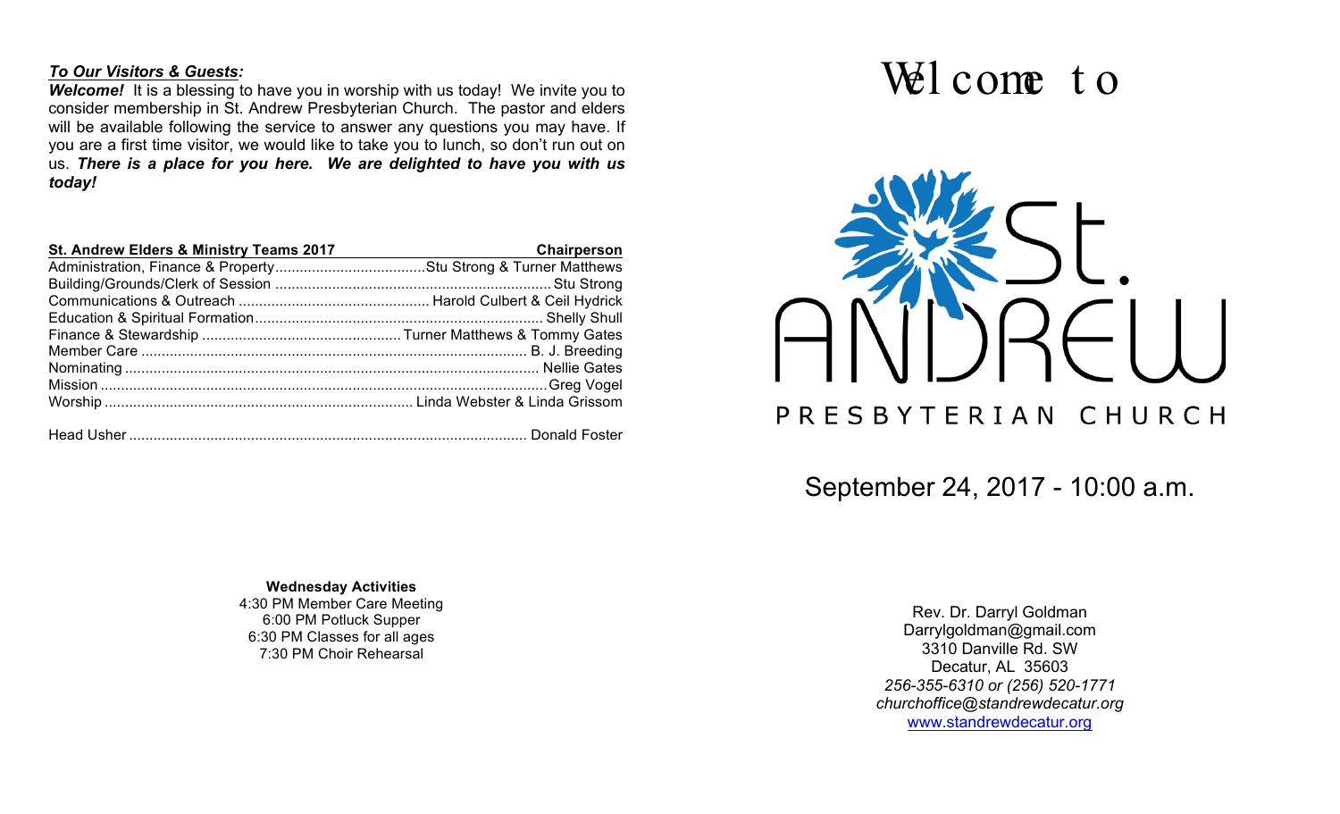***To Our Visitors & Guests:***

***Welcome!*** It is a blessing to have you in worship with us today! We invite you to consider membership in St. Andrew Presbyterian Church. The pastor and elders will be available following the service to answer any questions you may have. If you are a first time visitor, we would like to take you to lunch, so don't run out on us. ***There is a place for you here. We are delighted to have you with us today!***

| St. Andrew Elders & Ministry Teams 2017 | Chairperson |
| --- | --- |
| Administration, Finance & Property | Stu Strong & Turner Matthews |
| Building/Grounds/Clerk of Session | Stu Strong |
| Communications & Outreach | Harold Culbert & Ceil Hydrick |
| Education & Spiritual Formation | Shelly Shull |
| Finance & Stewardship | Turner Matthews & Tommy Gates |
| Member Care | B. J. Breeding |
| Nominating | Nellie Gates |
| Mission | Greg Vogel |
| Worship | Linda Webster & Linda Grissom |
| Head Usher | Donald Foster |

**Wednesday Activities**

4:30 PM Member Care Meeting
6:00 PM Potluck Supper
6:30 PM Classes for all ages
7:30 PM Choir Rehearsal

# Welcome to

# St. Andrew

## PRESBYTERIAN CHURCH

September 24, 2017 - 10:00 a.m.

Rev. Dr. Darryl Goldman
Darrylgoldman@gmail.com
3310 Danville Rd. SW
Decatur, AL 35603
*256-355-6310 or (256) 520-1771*
*churchoffice@standrewdecatur.org*
www.standrewdecatur.org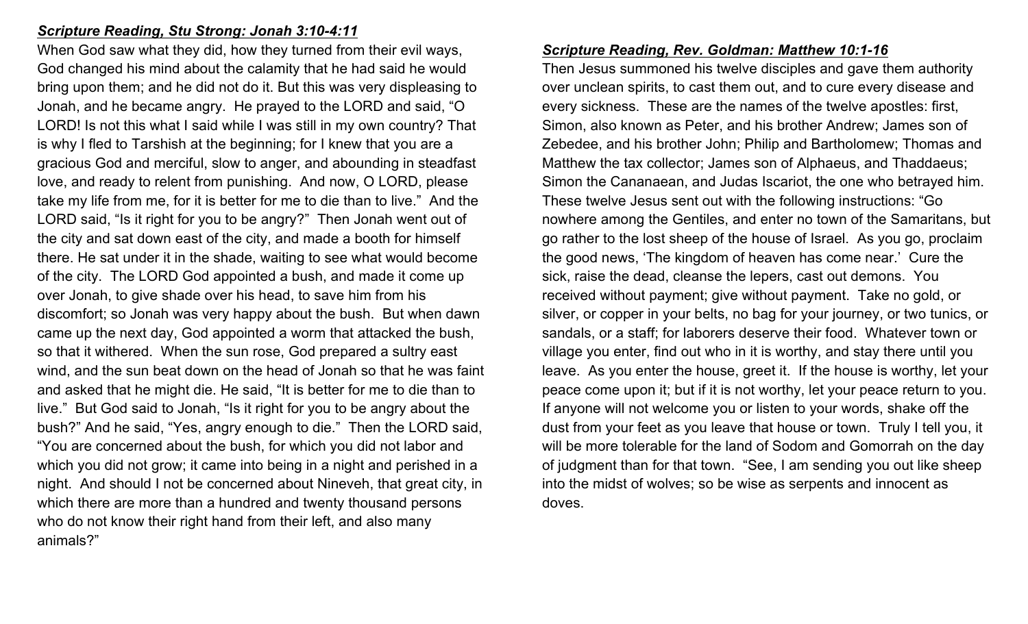***Scripture Reading, Stu Strong: Jonah 3:10-4:11***

When God saw what they did, how they turned from their evil ways, God changed his mind about the calamity that he had said he would bring upon them; and he did not do it. But this was very displeasing to Jonah, and he became angry. He prayed to the LORD and said, "O LORD! Is not this what I said while I was still in my own country? That is why I fled to Tarshish at the beginning; for I knew that you are a gracious God and merciful, slow to anger, and abounding in steadfast love, and ready to relent from punishing. And now, O LORD, please take my life from me, for it is better for me to die than to live." And the LORD said, "Is it right for you to be angry?" Then Jonah went out of the city and sat down east of the city, and made a booth for himself there. He sat under it in the shade, waiting to see what would become of the city. The LORD God appointed a bush, and made it come up over Jonah, to give shade over his head, to save him from his discomfort; so Jonah was very happy about the bush. But when dawn came up the next day, God appointed a worm that attacked the bush, so that it withered. When the sun rose, God prepared a sultry east wind, and the sun beat down on the head of Jonah so that he was faint and asked that he might die. He said, "It is better for me to die than to live." But God said to Jonah, "Is it right for you to be angry about the bush?" And he said, "Yes, angry enough to die." Then the LORD said, "You are concerned about the bush, for which you did not labor and which you did not grow; it came into being in a night and perished in a night. And should I not be concerned about Nineveh, that great city, in which there are more than a hundred and twenty thousand persons who do not know their right hand from their left, and also many animals?"

***Scripture Reading, Rev. Goldman: Matthew 10:1-16***

Then Jesus summoned his twelve disciples and gave them authority over unclean spirits, to cast them out, and to cure every disease and every sickness. These are the names of the twelve apostles: first, Simon, also known as Peter, and his brother Andrew; James son of Zebedee, and his brother John; Philip and Bartholomew; Thomas and Matthew the tax collector; James son of Alphaeus, and Thaddaeus; Simon the Cananaean, and Judas Iscariot, the one who betrayed him. These twelve Jesus sent out with the following instructions: "Go nowhere among the Gentiles, and enter no town of the Samaritans, but go rather to the lost sheep of the house of Israel. As you go, proclaim the good news, 'The kingdom of heaven has come near.' Cure the sick, raise the dead, cleanse the lepers, cast out demons. You received without payment; give without payment. Take no gold, or silver, or copper in your belts, no bag for your journey, or two tunics, or sandals, or a staff; for laborers deserve their food. Whatever town or village you enter, find out who in it is worthy, and stay there until you leave. As you enter the house, greet it. If the house is worthy, let your peace come upon it; but if it is not worthy, let your peace return to you. If anyone will not welcome you or listen to your words, shake off the dust from your feet as you leave that house or town. Truly I tell you, it will be more tolerable for the land of Sodom and Gomorrah on the day of judgment than for that town. "See, I am sending you out like sheep into the midst of wolves; so be wise as serpents and innocent as doves.